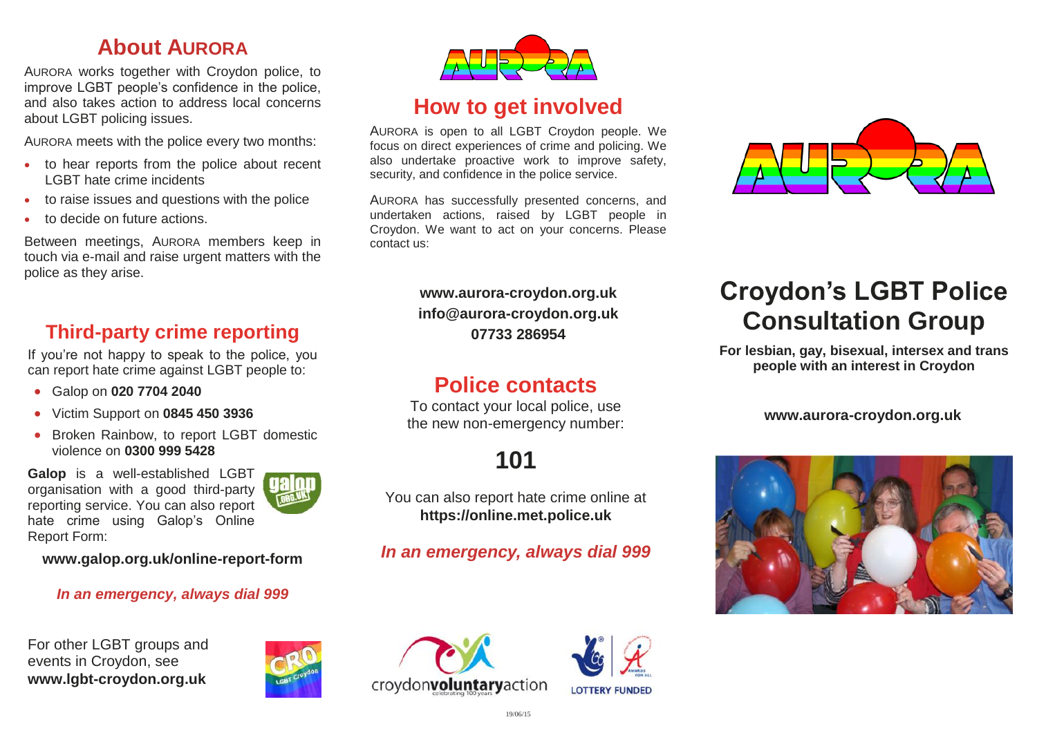## About AURORA

AURORA works together with Croydon police, to improve LGBT people's confidence in the police, and also takes action to address local concerns about LGBT policing issues.

AURORA meets with the police every two months:

- to hear reports from the police about recent LGBT hate crime incidents
- to raise issues and questions with the police
- to decide on future actions.

Between meetings, AURORA members keep in touch via e-mail and raise urgent matters with the police as they arise.

## Third-party crime reporting

If you're not happy to speak to the police, you can report hate crime against LGBT people to:

- Galop on **020 7704 2040**
- Victim Support on **0845 450 3936**
- Broken Rainbow, to report LGBT domestic violence on **0300 999 5428**

**Galop** is a well-established LGBT organisation with a good third-party reporting service. You can also report hate crime using Galop's Online Report Form:

**www.galop.org.uk/online-report-form**

***In an emergency, always dial 999***

For other LGBT groups and events in Croydon, see **www.lgbt-croydon.org.uk**

## How to get involved

AURORA is open to all LGBT Croydon people. We focus on direct experiences of crime and policing. We also undertake proactive work to improve safety, security, and confidence in the police service.

AURORA has successfully presented concerns, and undertaken actions, raised by LGBT people in Croydon. We want to act on your concerns. Please contact us:

**www.aurora-croydon.org.uk**
**info@aurora-croydon.org.uk**
**07733 286954**

## Police contacts

To contact your local police, use the new non-emergency number:

# 101

You can also report hate crime online at **https://online.met.police.uk**

***In an emergency, always dial 999***

croydonvoluntaryaction
celebrating 100 years

LOTTERY FUNDED

19/06/15

# Croydon's LGBT Police Consultation Group

**For lesbian, gay, bisexual, intersex and trans people with an interest in Croydon**

**www.aurora-croydon.org.uk**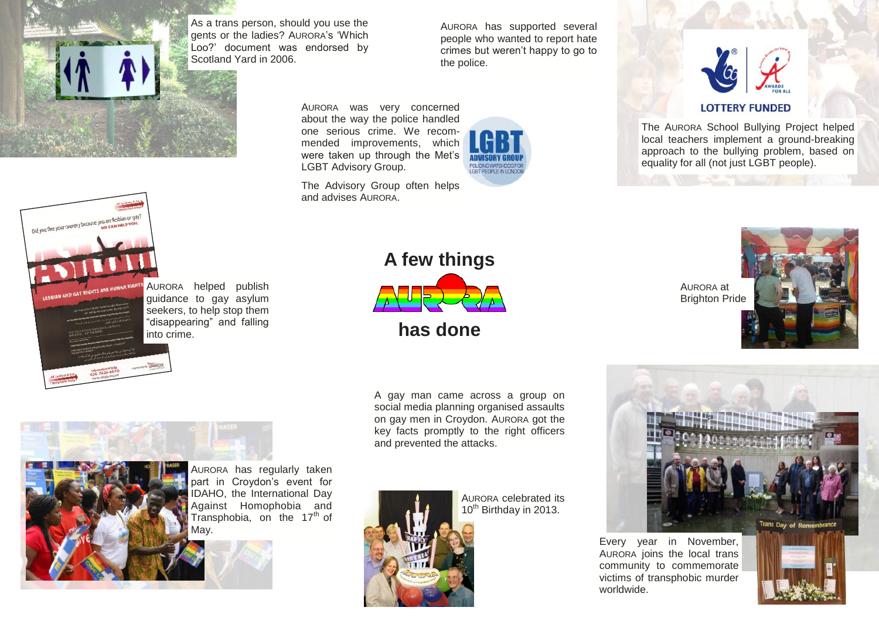# A few things AURORA has done

As a trans person, should you use the gents or the ladies? AURORA's 'Which Loo?' document was endorsed by Scotland Yard in 2006.

AURORA has supported several people who wanted to report hate crimes but weren't happy to go to the police.

AURORA was very concerned about the way the police handled one serious crime. We recommended improvements, which were taken up through the Met's LGBT Advisory Group.

The Advisory Group often helps and advises AURORA.

LOTTERY FUNDED

The AURORA School Bullying Project helped local teachers implement a ground-breaking approach to the bullying problem, based on equality for all (not just LGBT people).

AURORA helped publish guidance to gay asylum seekers, to help stop them "disappearing" and falling into crime.

AURORA at Brighton Pride

A gay man came across a group on social media planning organised assaults on gay men in Croydon. AURORA got the key facts promptly to the right officers and prevented the attacks.

AURORA has regularly taken part in Croydon's event for IDAHO, the International Day Against Homophobia and Transphobia, on the 17th of May.

AURORA celebrated its 10th Birthday in 2013.

Every year in November, AURORA joins the local trans community to commemorate victims of transphobic murder worldwide.